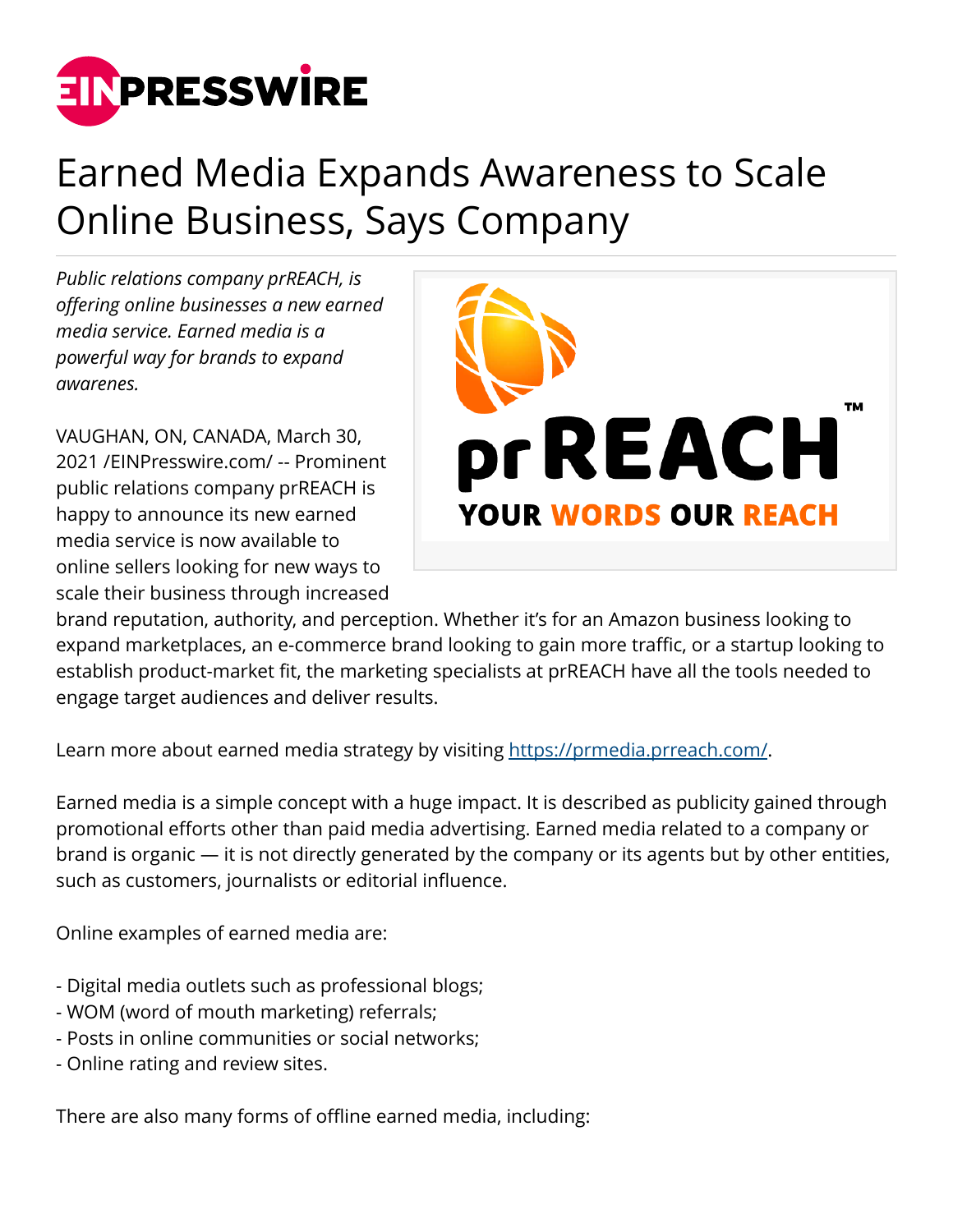# Earned Media Expands Awareness to Scale Online Business, Says Company

*Public relations company prREACH, is offering online businesses a new earned media service. Earned media is a powerful way for brands to expand awarenes.*

VAUGHAN, ON, CANADA, March 30, 2021 /EINPresswire.com/ -- Prominent public relations company prREACH is happy to announce its new earned media service is now available to online sellers looking for new ways to scale their business through increased brand reputation, authority, and perception. Whether it's for an Amazon business looking to expand marketplaces, an e-commerce brand looking to gain more traffic, or a startup looking to establish product-market fit, the marketing specialists at prREACH have all the tools needed to engage target audiences and deliver results.

Learn more about earned media strategy by visiting [https://prmedia.prreach.com/](https://prmedia.prreach.com/).

Earned media is a simple concept with a huge impact. It is described as publicity gained through promotional efforts other than paid media advertising. Earned media related to a company or brand is organic — it is not directly generated by the company or its agents but by other entities, such as customers, journalists or editorial influence.

Online examples of earned media are:

- Digital media outlets such as professional blogs;
- WOM (word of mouth marketing) referrals;
- Posts in online communities or social networks;
- Online rating and review sites.

There are also many forms of offline earned media, including: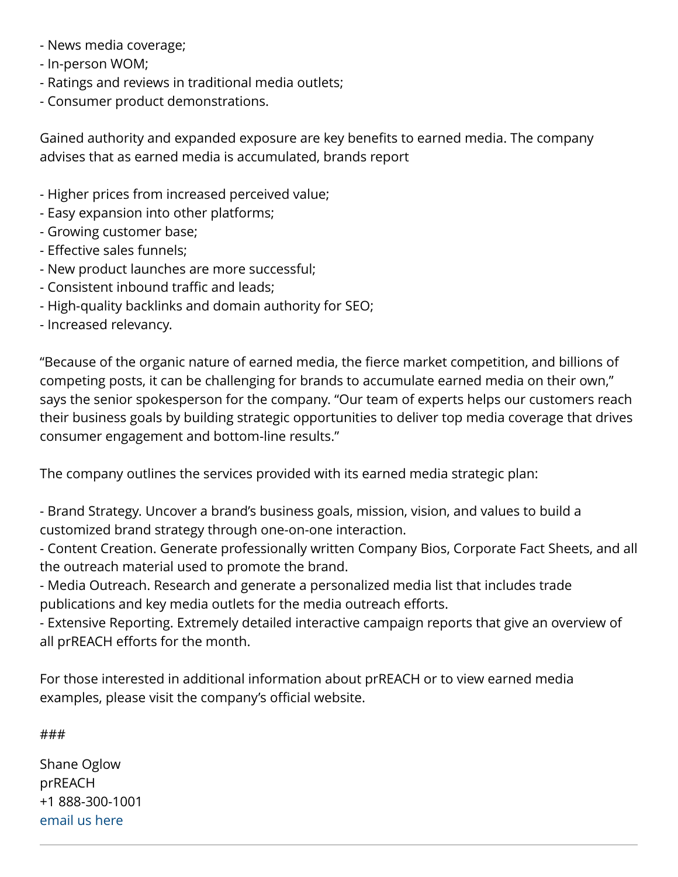- News media coverage;
- In-person WOM;
- Ratings and reviews in traditional media outlets;
- Consumer product demonstrations.

Gained authority and expanded exposure are key benefits to earned media. The company advises that as earned media is accumulated, brands report

- Higher prices from increased perceived value;
- Easy expansion into other platforms;
- Growing customer base;
- Effective sales funnels;
- New product launches are more successful;
- Consistent inbound traffic and leads;
- High-quality backlinks and domain authority for SEO;
- Increased relevancy.

"Because of the organic nature of earned media, the fierce market competition, and billions of competing posts, it can be challenging for brands to accumulate earned media on their own," says the senior spokesperson for the company. "Our team of experts helps our customers reach their business goals by building strategic opportunities to deliver top media coverage that drives consumer engagement and bottom-line results."

The company outlines the services provided with its earned media strategic plan:

- Brand Strategy. Uncover a brand's business goals, mission, vision, and values to build a customized brand strategy through one-on-one interaction.
- Content Creation. Generate professionally written Company Bios, Corporate Fact Sheets, and all the outreach material used to promote the brand.
- Media Outreach. Research and generate a personalized media list that includes trade publications and key media outlets for the media outreach efforts.
- Extensive Reporting. Extremely detailed interactive campaign reports that give an overview of all prREACH efforts for the month.

For those interested in additional information about prREACH or to view earned media examples, please visit the company's official website.

###

Shane Oglow
prREACH
+1 888-300-1001
email us here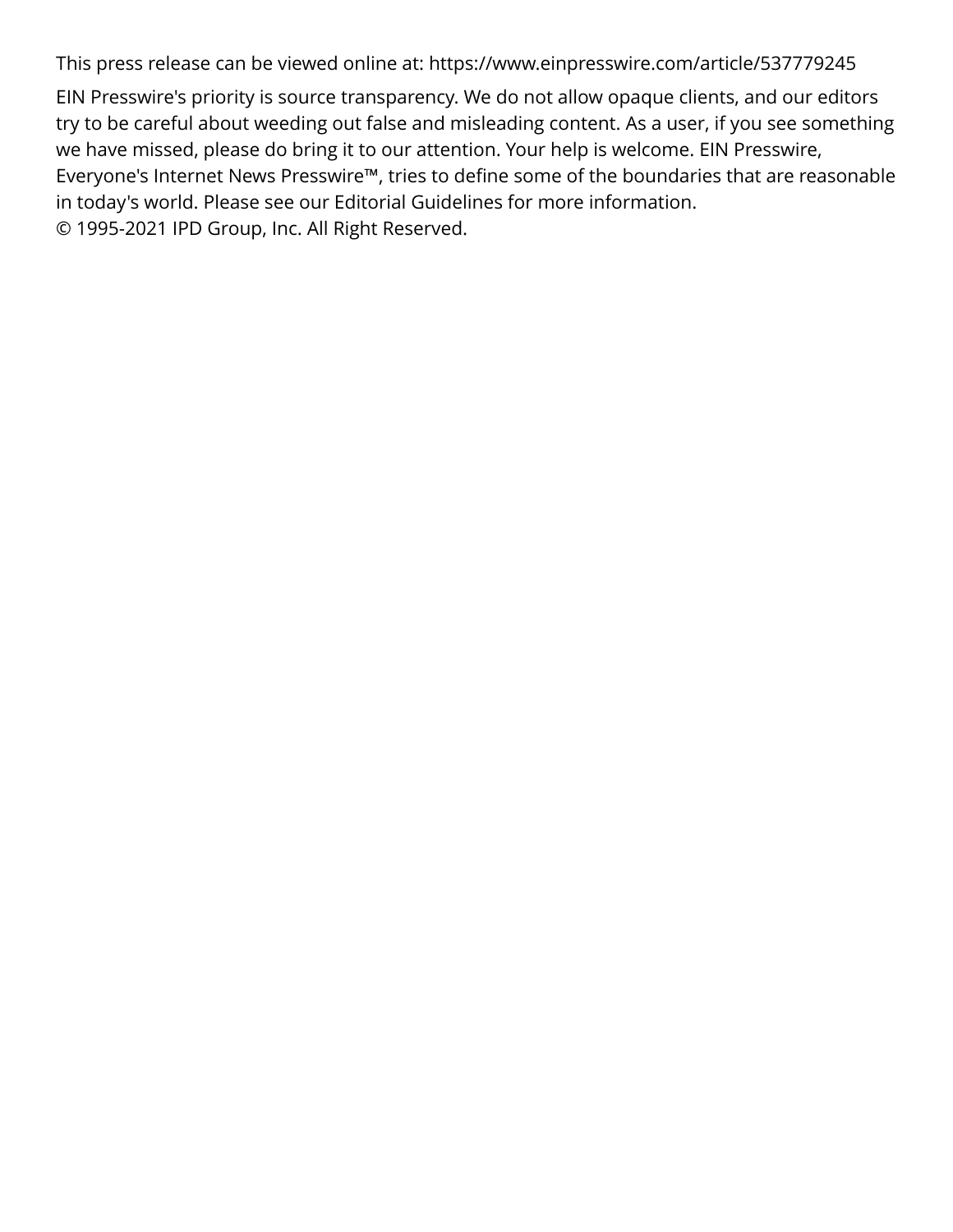This press release can be viewed online at: https://www.einpresswire.com/article/537779245

EIN Presswire's priority is source transparency. We do not allow opaque clients, and our editors try to be careful about weeding out false and misleading content. As a user, if you see something we have missed, please do bring it to our attention. Your help is welcome. EIN Presswire, Everyone's Internet News Presswire™, tries to define some of the boundaries that are reasonable in today's world. Please see our Editorial Guidelines for more information.
© 1995-2021 IPD Group, Inc. All Right Reserved.